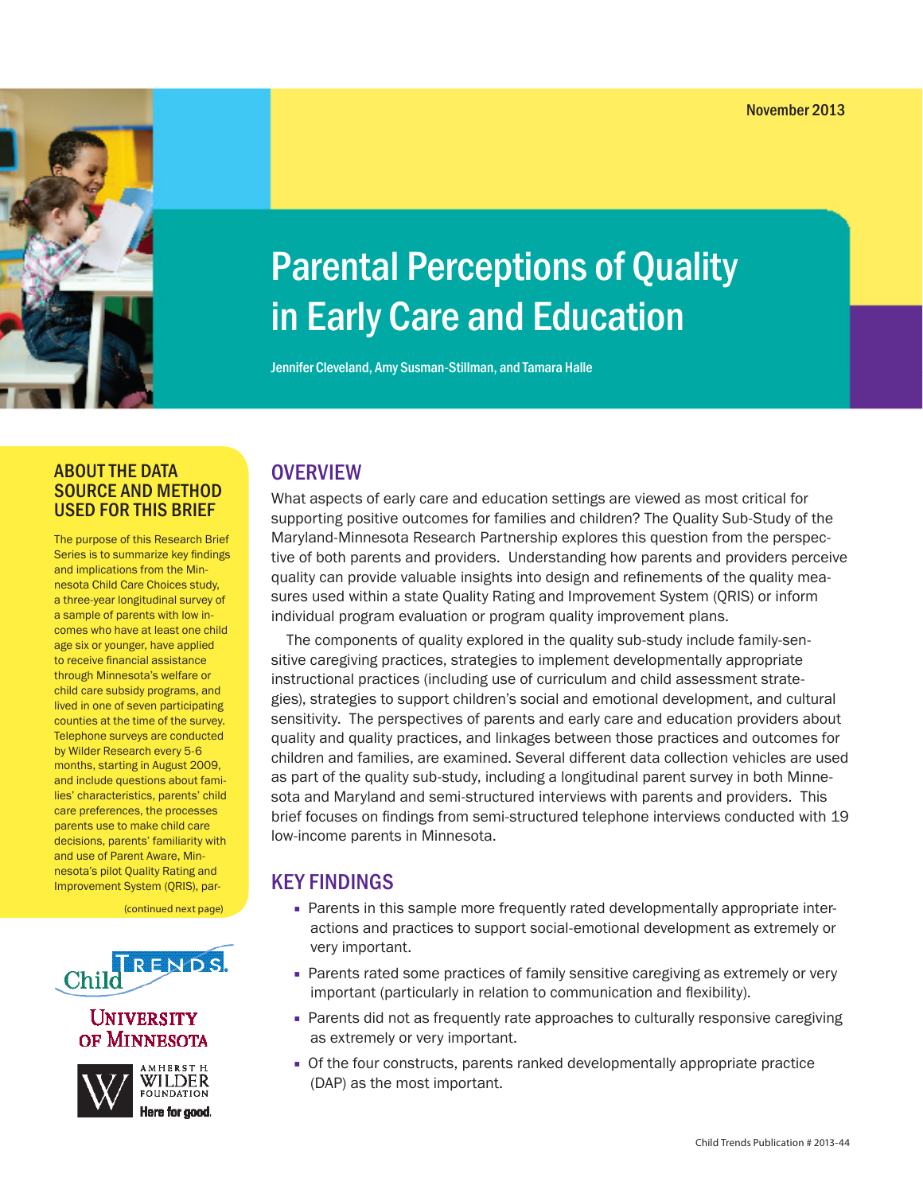November 2013

# Parental Perceptions of Quality in Early Care and Education

Jennifer Cleveland, Amy Susman-Stillman, and Tamara Halle

## OVERVIEW

What aspects of early care and education settings are viewed as most critical for supporting positive outcomes for families and children? The Quality Sub-Study of the Maryland-Minnesota Research Partnership explores this question from the perspective of both parents and providers. Understanding how parents and providers perceive quality can provide valuable insights into design and refinements of the quality measures used within a state Quality Rating and Improvement System (QRIS) or inform individual program evaluation or program quality improvement plans.

The components of quality explored in the quality sub-study include family-sensitive caregiving practices, strategies to implement developmentally appropriate instructional practices (including use of curriculum and child assessment strategies), strategies to support children's social and emotional development, and cultural sensitivity. The perspectives of parents and early care and education providers about quality and quality practices, and linkages between those practices and outcomes for children and families, are examined. Several different data collection vehicles are used as part of the quality sub-study, including a longitudinal parent survey in both Minnesota and Maryland and semi-structured interviews with parents and providers. This brief focuses on findings from semi-structured telephone interviews conducted with 19 low-income parents in Minnesota.

## KEY FINDINGS

- Parents in this sample more frequently rated developmentally appropriate interactions and practices to support social-emotional development as extremely or very important.
- Parents rated some practices of family sensitive caregiving as extremely or very important (particularly in relation to communication and flexibility).
- Parents did not as frequently rate approaches to culturally responsive caregiving as extremely or very important.
- Of the four constructs, parents ranked developmentally appropriate practice (DAP) as the most important.

## ABOUT THE DATA SOURCE AND METHOD USED FOR THIS BRIEF

The purpose of this Research Brief Series is to summarize key findings and implications from the Minnesota Child Care Choices study, a three-year longitudinal survey of a sample of parents with low incomes who have at least one child age six or younger, have applied to receive financial assistance through Minnesota's welfare or child care subsidy programs, and lived in one of seven participating counties at the time of the survey. Telephone surveys are conducted by Wilder Research every 5-6 months, starting in August 2009, and include questions about families' characteristics, parents' child care preferences, the processes parents use to make child care decisions, parents' familiarity with and use of Parent Aware, Minnesota's pilot Quality Rating and Improvement System (QRIS), par-

(continued next page)

Child Trends

University of Minnesota

Amherst H. Wilder Foundation
Here for good.

Child Trends Publication # 2013-44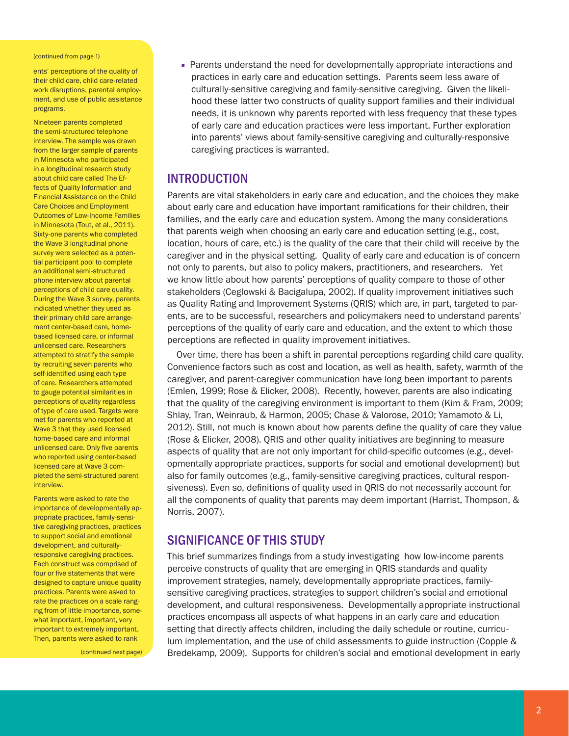(continued from page 1)

ents' perceptions of the quality of their child care, child care-related work disruptions, parental employment, and use of public assistance programs.

Nineteen parents completed the semi-structured telephone interview. The sample was drawn from the larger sample of parents in Minnesota who participated in a longitudinal research study about child care called The Effects of Quality Information and Financial Assistance on the Child Care Choices and Employment Outcomes of Low-Income Families in Minnesota (Tout, et al., 2011). Sixty-one parents who completed the Wave 3 longitudinal phone survey were selected as a potential participant pool to complete an additional semi-structured phone interview about parental perceptions of child care quality. During the Wave 3 survey, parents indicated whether they used as their primary child care arrangement center-based care, home-based licensed care, or informal unlicensed care. Researchers attempted to stratify the sample by recruiting seven parents who self-identified using each type of care. Researchers attempted to gauge potential similarities in perceptions of quality regardless of type of care used. Targets were met for parents who reported at Wave 3 that they used licensed home-based care and informal unlicensed care. Only five parents who reported using center-based licensed care at Wave 3 completed the semi-structured parent interview.

Parents were asked to rate the importance of developmentally appropriate practices, family-sensitive caregiving practices, practices to support social and emotional development, and culturally-responsive caregiving practices. Each construct was comprised of four or five statements that were designed to capture unique quality practices. Parents were asked to rate the practices on a scale ranging from of little importance, somewhat important, important, very important to extremely important. Then, parents were asked to rank

(continued next page)

- Parents understand the need for developmentally appropriate interactions and practices in early care and education settings. Parents seem less aware of culturally-sensitive caregiving and family-sensitive caregiving. Given the likelihood these latter two constructs of quality support families and their individual needs, it is unknown why parents reported with less frequency that these types of early care and education practices were less important. Further exploration into parents' views about family-sensitive caregiving and culturally-responsive caregiving practices is warranted.

## INTRODUCTION

Parents are vital stakeholders in early care and education, and the choices they make about early care and education have important ramifications for their children, their families, and the early care and education system. Among the many considerations that parents weigh when choosing an early care and education setting (e.g., cost, location, hours of care, etc.) is the quality of the care that their child will receive by the caregiver and in the physical setting. Quality of early care and education is of concern not only to parents, but also to policy makers, practitioners, and researchers. Yet we know little about how parents' perceptions of quality compare to those of other stakeholders (Ceglowski & Bacigalupa, 2002). If quality improvement initiatives such as Quality Rating and Improvement Systems (QRIS) which are, in part, targeted to parents, are to be successful, researchers and policymakers need to understand parents' perceptions of the quality of early care and education, and the extent to which those perceptions are reflected in quality improvement initiatives.

Over time, there has been a shift in parental perceptions regarding child care quality. Convenience factors such as cost and location, as well as health, safety, warmth of the caregiver, and parent-caregiver communication have long been important to parents (Emlen, 1999; Rose & Elicker, 2008). Recently, however, parents are also indicating that the quality of the caregiving environment is important to them (Kim & Fram, 2009; Shlay, Tran, Weinraub, & Harmon, 2005; Chase & Valorose, 2010; Yamamoto & Li, 2012). Still, not much is known about how parents define the quality of care they value (Rose & Elicker, 2008). QRIS and other quality initiatives are beginning to measure aspects of quality that are not only important for child-specific outcomes (e.g., developmentally appropriate practices, supports for social and emotional development) but also for family outcomes (e.g., family-sensitive caregiving practices, cultural responsiveness). Even so, definitions of quality used in QRIS do not necessarily account for all the components of quality that parents may deem important (Harrist, Thompson, & Norris, 2007).

## SIGNIFICANCE OF THIS STUDY

This brief summarizes findings from a study investigating how low-income parents perceive constructs of quality that are emerging in QRIS standards and quality improvement strategies, namely, developmentally appropriate practices, family-sensitive caregiving practices, strategies to support children's social and emotional development, and cultural responsiveness. Developmentally appropriate instructional practices encompass all aspects of what happens in an early care and education setting that directly affects children, including the daily schedule or routine, curriculum implementation, and the use of child assessments to guide instruction (Copple & Bredekamp, 2009). Supports for children's social and emotional development in early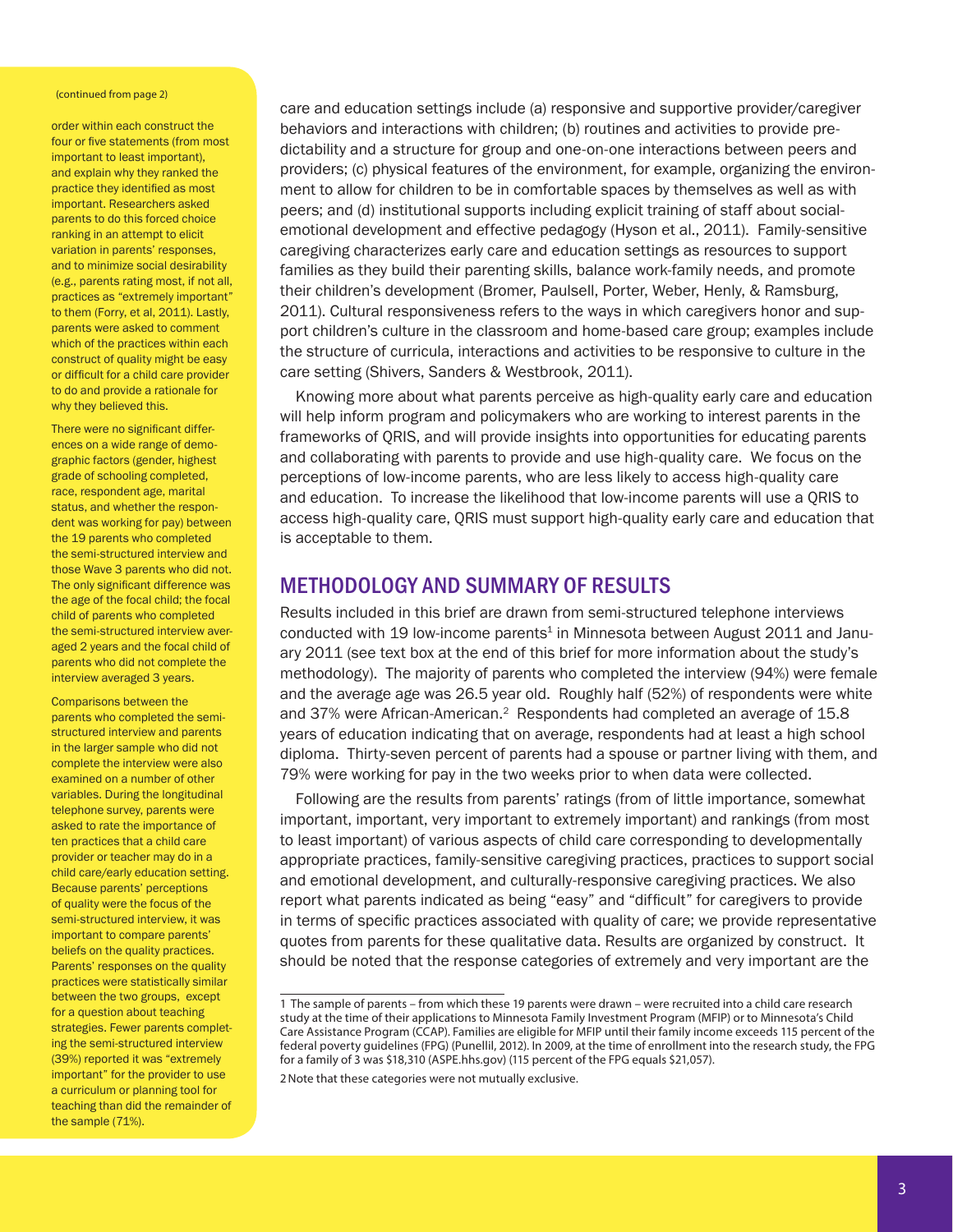(continued from page 2)

order within each construct the four or five statements (from most important to least important), and explain why they ranked the practice they identified as most important. Researchers asked parents to do this forced choice ranking in an attempt to elicit variation in parents' responses, and to minimize social desirability (e.g., parents rating most, if not all, practices as "extremely important" to them (Forry, et al, 2011). Lastly, parents were asked to comment which of the practices within each construct of quality might be easy or difficult for a child care provider to do and provide a rationale for why they believed this.

There were no significant differences on a wide range of demographic factors (gender, highest grade of schooling completed, race, respondent age, marital status, and whether the respondent was working for pay) between the 19 parents who completed the semi-structured interview and those Wave 3 parents who did not. The only significant difference was the age of the focal child; the focal child of parents who completed the semi-structured interview averaged 2 years and the focal child of parents who did not complete the interview averaged 3 years.

Comparisons between the parents who completed the semi-structured interview and parents in the larger sample who did not complete the interview were also examined on a number of other variables. During the longitudinal telephone survey, parents were asked to rate the importance of ten practices that a child care provider or teacher may do in a child care/early education setting. Because parents' perceptions of quality were the focus of the semi-structured interview, it was important to compare parents' beliefs on the quality practices. Parents' responses on the quality practices were statistically similar between the two groups, except for a question about teaching strategies. Fewer parents completing the semi-structured interview (39%) reported it was "extremely important" for the provider to use a curriculum or planning tool for teaching than did the remainder of the sample (71%).

care and education settings include (a) responsive and supportive provider/caregiver behaviors and interactions with children; (b) routines and activities to provide predictability and a structure for group and one-on-one interactions between peers and providers; (c) physical features of the environment, for example, organizing the environment to allow for children to be in comfortable spaces by themselves as well as with peers; and (d) institutional supports including explicit training of staff about social-emotional development and effective pedagogy (Hyson et al., 2011). Family-sensitive caregiving characterizes early care and education settings as resources to support families as they build their parenting skills, balance work-family needs, and promote their children's development (Bromer, Paulsell, Porter, Weber, Henly, & Ramsburg, 2011). Cultural responsiveness refers to the ways in which caregivers honor and support children's culture in the classroom and home-based care group; examples include the structure of curricula, interactions and activities to be responsive to culture in the care setting (Shivers, Sanders & Westbrook, 2011).

Knowing more about what parents perceive as high-quality early care and education will help inform program and policymakers who are working to interest parents in the frameworks of QRIS, and will provide insights into opportunities for educating parents and collaborating with parents to provide and use high-quality care. We focus on the perceptions of low-income parents, who are less likely to access high-quality care and education. To increase the likelihood that low-income parents will use a QRIS to access high-quality care, QRIS must support high-quality early care and education that is acceptable to them.

## METHODOLOGY AND SUMMARY OF RESULTS

Results included in this brief are drawn from semi-structured telephone interviews conducted with 19 low-income parents[1] in Minnesota between August 2011 and January 2011 (see text box at the end of this brief for more information about the study's methodology). The majority of parents who completed the interview (94%) were female and the average age was 26.5 year old. Roughly half (52%) of respondents were white and 37% were African-American.[2] Respondents had completed an average of 15.8 years of education indicating that on average, respondents had at least a high school diploma. Thirty-seven percent of parents had a spouse or partner living with them, and 79% were working for pay in the two weeks prior to when data were collected.

Following are the results from parents' ratings (from of little importance, somewhat important, important, very important to extremely important) and rankings (from most to least important) of various aspects of child care corresponding to developmentally appropriate practices, family-sensitive caregiving practices, practices to support social and emotional development, and culturally-responsive caregiving practices. We also report what parents indicated as being "easy" and "difficult" for caregivers to provide in terms of specific practices associated with quality of care; we provide representative quotes from parents for these qualitative data. Results are organized by construct. It should be noted that the response categories of extremely and very important are the

1 The sample of parents – from which these 19 parents were drawn – were recruited into a child care research study at the time of their applications to Minnesota Family Investment Program (MFIP) or to Minnesota's Child Care Assistance Program (CCAP). Families are eligible for MFIP until their family income exceeds 115 percent of the federal poverty guidelines (FPG) (Punellil, 2012). In 2009, at the time of enrollment into the research study, the FPG for a family of 3 was $18,310 (ASPE.hhs.gov) (115 percent of the FPG equals $21,057).

2 Note that these categories were not mutually exclusive.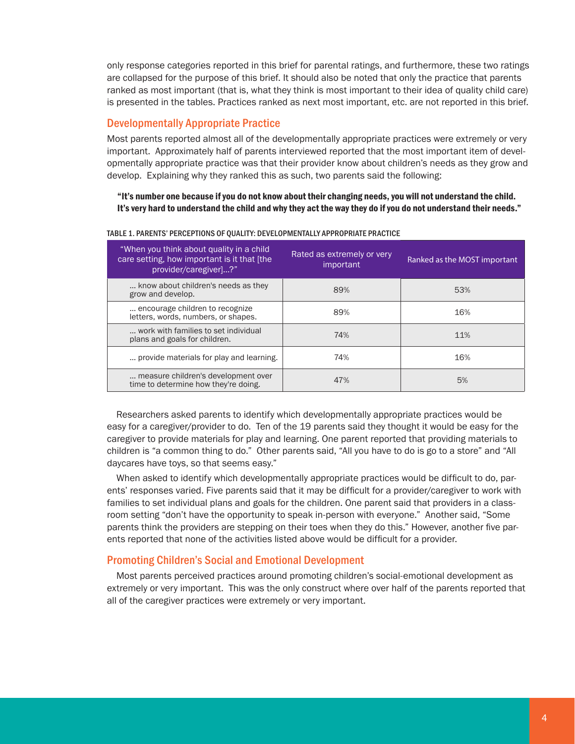only response categories reported in this brief for parental ratings, and furthermore, these two ratings are collapsed for the purpose of this brief. It should also be noted that only the practice that parents ranked as most important (that is, what they think is most important to their idea of quality child care) is presented in the tables. Practices ranked as next most important, etc. are not reported in this brief.

## Developmentally Appropriate Practice

Most parents reported almost all of the developmentally appropriate practices were extremely or very important. Approximately half of parents interviewed reported that the most important item of developmentally appropriate practice was that their provider know about children's needs as they grow and develop. Explaining why they ranked this as such, two parents said the following:

> **"It's number one because if you do not know about their changing needs, you will not understand the child. It's very hard to understand the child and why they act the way they do if you do not understand their needs."**

TABLE 1. PARENTS' PERCEPTIONS OF QUALITY: DEVELOPMENTALLY APPROPRIATE PRACTICE

| "When you think about quality in a child care setting, how important is it that [the provider/caregiver]...?" | Rated as extremely or very important | Ranked as the MOST important |
|---|---|---|
| ... know about children's needs as they grow and develop. | 89% | 53% |
| ... encourage children to recognize letters, words, numbers, or shapes. | 89% | 16% |
| ... work with families to set individual plans and goals for children. | 74% | 11% |
| ... provide materials for play and learning. | 74% | 16% |
| ... measure children's development over time to determine how they're doing. | 47% | 5% |

Researchers asked parents to identify which developmentally appropriate practices would be easy for a caregiver/provider to do. Ten of the 19 parents said they thought it would be easy for the caregiver to provide materials for play and learning. One parent reported that providing materials to children is "a common thing to do." Other parents said, "All you have to do is go to a store" and "All daycares have toys, so that seems easy."

When asked to identify which developmentally appropriate practices would be difficult to do, parents' responses varied. Five parents said that it may be difficult for a provider/caregiver to work with families to set individual plans and goals for the children. One parent said that providers in a classroom setting "don't have the opportunity to speak in-person with everyone." Another said, "Some parents think the providers are stepping on their toes when they do this." However, another five parents reported that none of the activities listed above would be difficult for a provider.

## Promoting Children's Social and Emotional Development

Most parents perceived practices around promoting children's social-emotional development as extremely or very important. This was the only construct where over half of the parents reported that all of the caregiver practices were extremely or very important.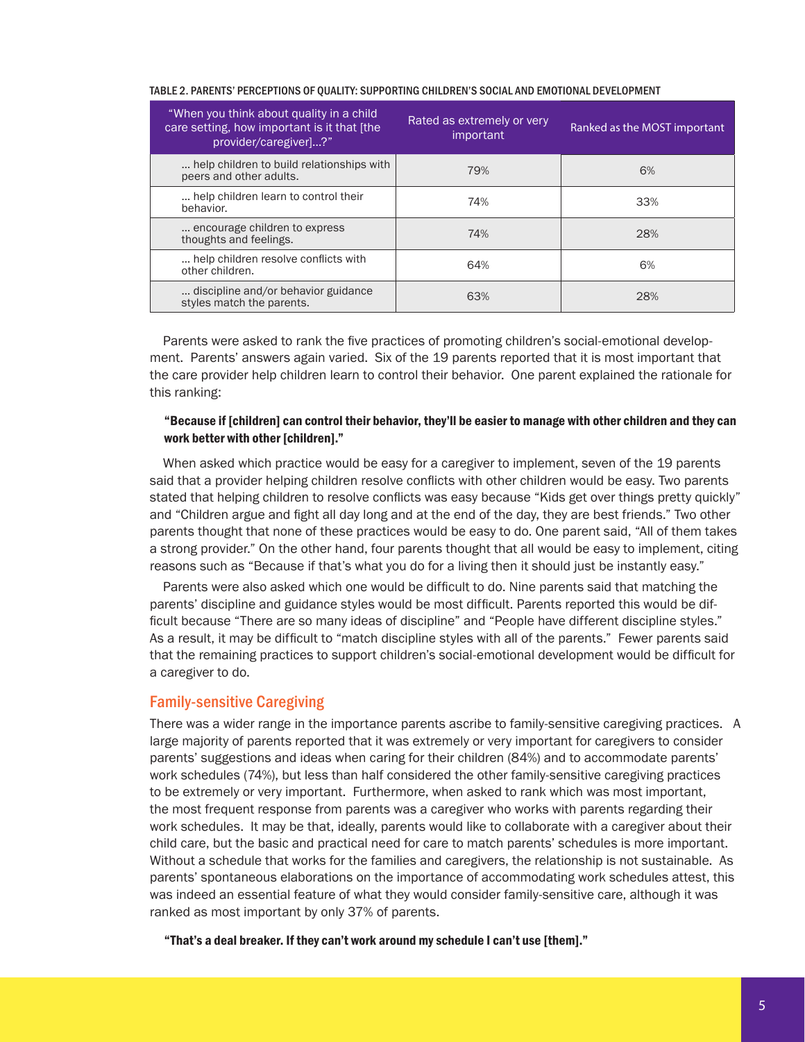TABLE 2. PARENTS' PERCEPTIONS OF QUALITY: SUPPORTING CHILDREN'S SOCIAL AND EMOTIONAL DEVELOPMENT

| "When you think about quality in a child care setting, how important is it that [the provider/caregiver]...?" | Rated as extremely or very important | Ranked as the MOST important |
|---|---|---|
| ... help children to build relationships with peers and other adults. | 79% | 6% |
| ... help children learn to control their behavior. | 74% | 33% |
| ... encourage children to express thoughts and feelings. | 74% | 28% |
| ... help children resolve conflicts with other children. | 64% | 6% |
| ... discipline and/or behavior guidance styles match the parents. | 63% | 28% |

Parents were asked to rank the five practices of promoting children's social-emotional development. Parents' answers again varied. Six of the 19 parents reported that it is most important that the care provider help children learn to control their behavior. One parent explained the rationale for this ranking:

**"Because if [children] can control their behavior, they'll be easier to manage with other children and they can work better with other [children]."**

When asked which practice would be easy for a caregiver to implement, seven of the 19 parents said that a provider helping children resolve conflicts with other children would be easy. Two parents stated that helping children to resolve conflicts was easy because "Kids get over things pretty quickly" and "Children argue and fight all day long and at the end of the day, they are best friends." Two other parents thought that none of these practices would be easy to do. One parent said, "All of them takes a strong provider." On the other hand, four parents thought that all would be easy to implement, citing reasons such as "Because if that's what you do for a living then it should just be instantly easy."

Parents were also asked which one would be difficult to do. Nine parents said that matching the parents' discipline and guidance styles would be most difficult. Parents reported this would be difficult because "There are so many ideas of discipline" and "People have different discipline styles." As a result, it may be difficult to "match discipline styles with all of the parents." Fewer parents said that the remaining practices to support children's social-emotional development would be difficult for a caregiver to do.

## Family-sensitive Caregiving

There was a wider range in the importance parents ascribe to family-sensitive caregiving practices. A large majority of parents reported that it was extremely or very important for caregivers to consider parents' suggestions and ideas when caring for their children (84%) and to accommodate parents' work schedules (74%), but less than half considered the other family-sensitive caregiving practices to be extremely or very important. Furthermore, when asked to rank which was most important, the most frequent response from parents was a caregiver who works with parents regarding their work schedules. It may be that, ideally, parents would like to collaborate with a caregiver about their child care, but the basic and practical need for care to match parents' schedules is more important. Without a schedule that works for the families and caregivers, the relationship is not sustainable. As parents' spontaneous elaborations on the importance of accommodating work schedules attest, this was indeed an essential feature of what they would consider family-sensitive care, although it was ranked as most important by only 37% of parents.

**"That's a deal breaker. If they can't work around my schedule I can't use [them]."**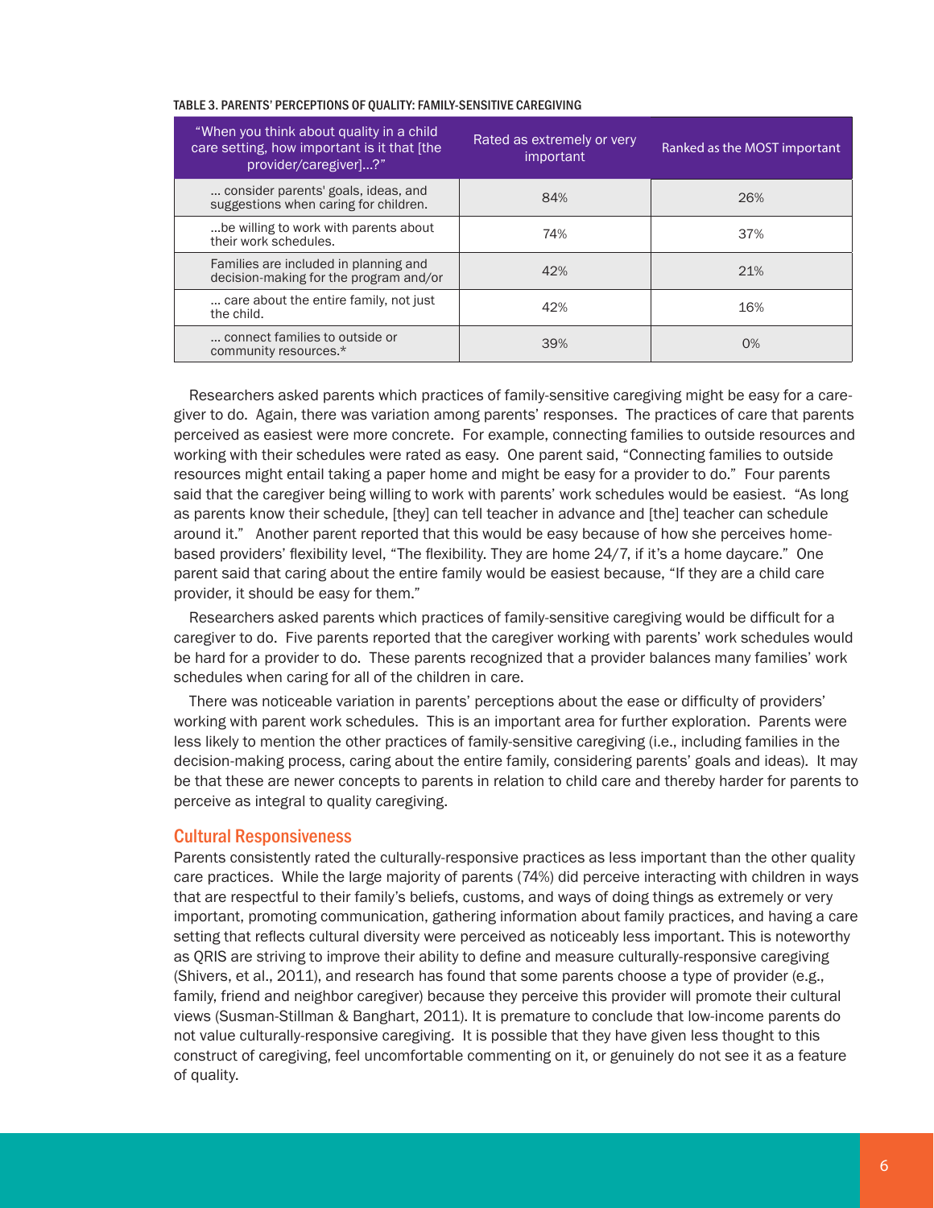TABLE 3. PARENTS' PERCEPTIONS OF QUALITY: FAMILY-SENSITIVE CAREGIVING

| "When you think about quality in a child care setting, how important is it that [the provider/caregiver]...?" | Rated as extremely or very important | Ranked as the MOST important |
|---|---|---|
| ... consider parents' goals, ideas, and suggestions when caring for children. | 84% | 26% |
| ...be willing to work with parents about their work schedules. | 74% | 37% |
| Families are included in planning and decision-making for the program and/or | 42% | 21% |
| ... care about the entire family, not just the child. | 42% | 16% |
| ... connect families to outside or community resources.* | 39% | 0% |

Researchers asked parents which practices of family-sensitive caregiving might be easy for a caregiver to do. Again, there was variation among parents' responses. The practices of care that parents perceived as easiest were more concrete. For example, connecting families to outside resources and working with their schedules were rated as easy. One parent said, "Connecting families to outside resources might entail taking a paper home and might be easy for a provider to do." Four parents said that the caregiver being willing to work with parents' work schedules would be easiest. "As long as parents know their schedule, [they] can tell teacher in advance and [the] teacher can schedule around it." Another parent reported that this would be easy because of how she perceives home-based providers' flexibility level, "The flexibility. They are home 24/7, if it's a home daycare." One parent said that caring about the entire family would be easiest because, "If they are a child care provider, it should be easy for them."

Researchers asked parents which practices of family-sensitive caregiving would be difficult for a caregiver to do. Five parents reported that the caregiver working with parents' work schedules would be hard for a provider to do. These parents recognized that a provider balances many families' work schedules when caring for all of the children in care.

There was noticeable variation in parents' perceptions about the ease or difficulty of providers' working with parent work schedules. This is an important area for further exploration. Parents were less likely to mention the other practices of family-sensitive caregiving (i.e., including families in the decision-making process, caring about the entire family, considering parents' goals and ideas). It may be that these are newer concepts to parents in relation to child care and thereby harder for parents to perceive as integral to quality caregiving.

## Cultural Responsiveness

Parents consistently rated the culturally-responsive practices as less important than the other quality care practices. While the large majority of parents (74%) did perceive interacting with children in ways that are respectful to their family's beliefs, customs, and ways of doing things as extremely or very important, promoting communication, gathering information about family practices, and having a care setting that reflects cultural diversity were perceived as noticeably less important. This is noteworthy as QRIS are striving to improve their ability to define and measure culturally-responsive caregiving (Shivers, et al., 2011), and research has found that some parents choose a type of provider (e.g., family, friend and neighbor caregiver) because they perceive this provider will promote their cultural views (Susman-Stillman & Banghart, 2011). It is premature to conclude that low-income parents do not value culturally-responsive caregiving. It is possible that they have given less thought to this construct of caregiving, feel uncomfortable commenting on it, or genuinely do not see it as a feature of quality.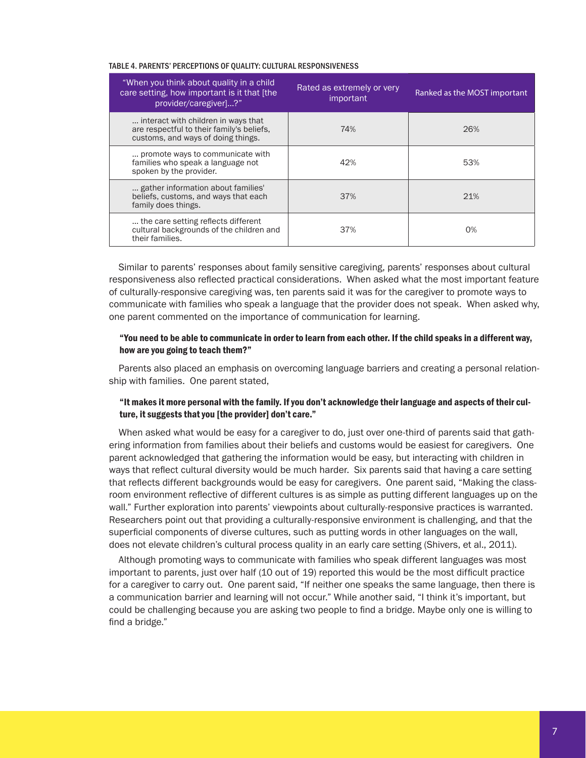TABLE 4. PARENTS' PERCEPTIONS OF QUALITY: CULTURAL RESPONSIVENESS

| "When you think about quality in a child care setting, how important is it that [the provider/caregiver]...?" | Rated as extremely or very important | Ranked as the MOST important |
|---|---|---|
| ... interact with children in ways that are respectful to their family's beliefs, customs, and ways of doing things. | 74% | 26% |
| ... promote ways to communicate with families who speak a language not spoken by the provider. | 42% | 53% |
| ... gather information about families' beliefs, customs, and ways that each family does things. | 37% | 21% |
| ... the care setting reflects different cultural backgrounds of the children and their families. | 37% | 0% |

Similar to parents' responses about family sensitive caregiving, parents' responses about cultural responsiveness also reflected practical considerations. When asked what the most important feature of culturally-responsive caregiving was, ten parents said it was for the caregiver to promote ways to communicate with families who speak a language that the provider does not speak. When asked why, one parent commented on the importance of communication for learning.

> **"You need to be able to communicate in order to learn from each other. If the child speaks in a different way, how are you going to teach them?"**

Parents also placed an emphasis on overcoming language barriers and creating a personal relationship with families. One parent stated,

> **"It makes it more personal with the family. If you don't acknowledge their language and aspects of their culture, it suggests that you [the provider] don't care."**

When asked what would be easy for a caregiver to do, just over one-third of parents said that gathering information from families about their beliefs and customs would be easiest for caregivers. One parent acknowledged that gathering the information would be easy, but interacting with children in ways that reflect cultural diversity would be much harder. Six parents said that having a care setting that reflects different backgrounds would be easy for caregivers. One parent said, "Making the classroom environment reflective of different cultures is as simple as putting different languages up on the wall." Further exploration into parents' viewpoints about culturally-responsive practices is warranted. Researchers point out that providing a culturally-responsive environment is challenging, and that the superficial components of diverse cultures, such as putting words in other languages on the wall, does not elevate children's cultural process quality in an early care setting (Shivers, et al., 2011).

Although promoting ways to communicate with families who speak different languages was most important to parents, just over half (10 out of 19) reported this would be the most difficult practice for a caregiver to carry out. One parent said, "If neither one speaks the same language, then there is a communication barrier and learning will not occur." While another said, "I think it's important, but could be challenging because you are asking two people to find a bridge. Maybe only one is willing to find a bridge."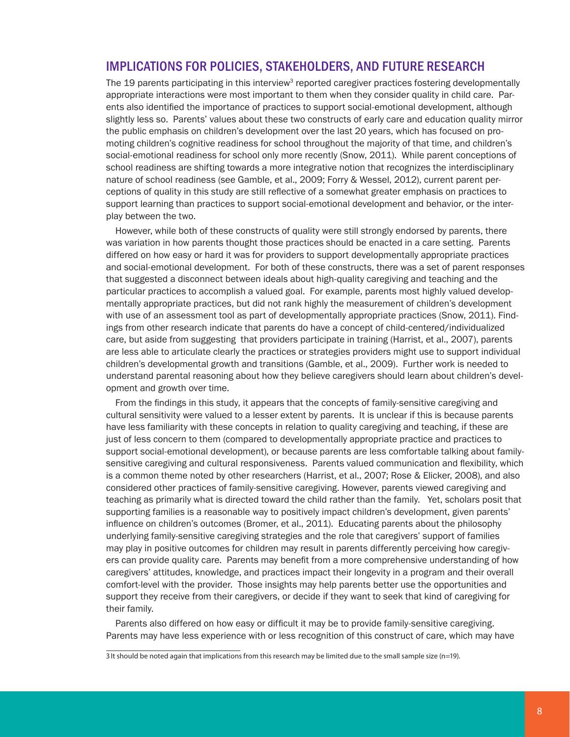## IMPLICATIONS FOR POLICIES, STAKEHOLDERS, AND FUTURE RESEARCH

The 19 parents participating in this interview[3] reported caregiver practices fostering developmentally appropriate interactions were most important to them when they consider quality in child care. Parents also identified the importance of practices to support social-emotional development, although slightly less so. Parents' values about these two constructs of early care and education quality mirror the public emphasis on children's development over the last 20 years, which has focused on promoting children's cognitive readiness for school throughout the majority of that time, and children's social-emotional readiness for school only more recently (Snow, 2011). While parent conceptions of school readiness are shifting towards a more integrative notion that recognizes the interdisciplinary nature of school readiness (see Gamble, et al., 2009; Forry & Wessel, 2012), current parent perceptions of quality in this study are still reflective of a somewhat greater emphasis on practices to support learning than practices to support social-emotional development and behavior, or the interplay between the two.

However, while both of these constructs of quality were still strongly endorsed by parents, there was variation in how parents thought those practices should be enacted in a care setting. Parents differed on how easy or hard it was for providers to support developmentally appropriate practices and social-emotional development. For both of these constructs, there was a set of parent responses that suggested a disconnect between ideals about high-quality caregiving and teaching and the particular practices to accomplish a valued goal. For example, parents most highly valued developmentally appropriate practices, but did not rank highly the measurement of children's development with use of an assessment tool as part of developmentally appropriate practices (Snow, 2011). Findings from other research indicate that parents do have a concept of child-centered/individualized care, but aside from suggesting that providers participate in training (Harrist, et al., 2007), parents are less able to articulate clearly the practices or strategies providers might use to support individual children's developmental growth and transitions (Gamble, et al., 2009). Further work is needed to understand parental reasoning about how they believe caregivers should learn about children's development and growth over time.

From the findings in this study, it appears that the concepts of family-sensitive caregiving and cultural sensitivity were valued to a lesser extent by parents. It is unclear if this is because parents have less familiarity with these concepts in relation to quality caregiving and teaching, if these are just of less concern to them (compared to developmentally appropriate practice and practices to support social-emotional development), or because parents are less comfortable talking about family-sensitive caregiving and cultural responsiveness. Parents valued communication and flexibility, which is a common theme noted by other researchers (Harrist, et al., 2007; Rose & Elicker, 2008), and also considered other practices of family-sensitive caregiving. However, parents viewed caregiving and teaching as primarily what is directed toward the child rather than the family. Yet, scholars posit that supporting families is a reasonable way to positively impact children's development, given parents' influence on children's outcomes (Bromer, et al., 2011). Educating parents about the philosophy underlying family-sensitive caregiving strategies and the role that caregivers' support of families may play in positive outcomes for children may result in parents differently perceiving how caregivers can provide quality care. Parents may benefit from a more comprehensive understanding of how caregivers' attitudes, knowledge, and practices impact their longevity in a program and their overall comfort-level with the provider. Those insights may help parents better use the opportunities and support they receive from their caregivers, or decide if they want to seek that kind of caregiving for their family.

Parents also differed on how easy or difficult it may be to provide family-sensitive caregiving. Parents may have less experience with or less recognition of this construct of care, which may have

3 It should be noted again that implications from this research may be limited due to the small sample size (n=19).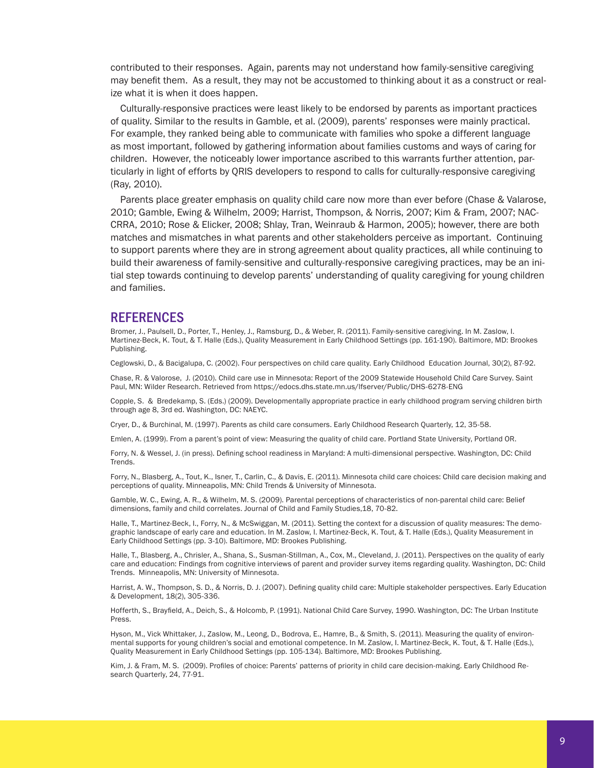contributed to their responses. Again, parents may not understand how family-sensitive caregiving may benefit them. As a result, they may not be accustomed to thinking about it as a construct or realize what it is when it does happen.

Culturally-responsive practices were least likely to be endorsed by parents as important practices of quality. Similar to the results in Gamble, et al. (2009), parents' responses were mainly practical. For example, they ranked being able to communicate with families who spoke a different language as most important, followed by gathering information about families customs and ways of caring for children. However, the noticeably lower importance ascribed to this warrants further attention, particularly in light of efforts by QRIS developers to respond to calls for culturally-responsive caregiving (Ray, 2010).

Parents place greater emphasis on quality child care now more than ever before (Chase & Valarose, 2010; Gamble, Ewing & Wilhelm, 2009; Harrist, Thompson, & Norris, 2007; Kim & Fram, 2007; NACCRRA, 2010; Rose & Elicker, 2008; Shlay, Tran, Weinraub & Harmon, 2005); however, there are both matches and mismatches in what parents and other stakeholders perceive as important. Continuing to support parents where they are in strong agreement about quality practices, all while continuing to build their awareness of family-sensitive and culturally-responsive caregiving practices, may be an initial step towards continuing to develop parents' understanding of quality caregiving for young children and families.

## REFERENCES

Bromer, J., Paulsell, D., Porter, T., Henley, J., Ramsburg, D., & Weber, R. (2011). Family-sensitive caregiving. In M. Zaslow, I. Martinez-Beck, K. Tout, & T. Halle (Eds.), Quality Measurement in Early Childhood Settings (pp. 161-190). Baltimore, MD: Brookes Publishing.

Ceglowski, D., & Bacigalupa, C. (2002). Four perspectives on child care quality. Early Childhood Education Journal, 30(2), 87-92.

Chase, R. & Valorose, J. (2010). Child care use in Minnesota: Report of the 2009 Statewide Household Child Care Survey. Saint Paul, MN: Wilder Research. Retrieved from https://edocs.dhs.state.mn.us/lfserver/Public/DHS-6278-ENG

Copple, S. & Bredekamp, S. (Eds.) (2009). Developmentally appropriate practice in early childhood program serving children birth through age 8, 3rd ed. Washington, DC: NAEYC.

Cryer, D., & Burchinal, M. (1997). Parents as child care consumers. Early Childhood Research Quarterly, 12, 35-58.

Emlen, A. (1999). From a parent's point of view: Measuring the quality of child care. Portland State University, Portland OR.

Forry, N. & Wessel, J. (in press). Defining school readiness in Maryland: A multi-dimensional perspective. Washington, DC: Child Trends.

Forry, N., Blasberg, A., Tout, K., Isner, T., Carlin, C., & Davis, E. (2011). Minnesota child care choices: Child care decision making and perceptions of quality. Minneapolis, MN: Child Trends & University of Minnesota.

Gamble, W. C., Ewing, A. R., & Wilhelm, M. S. (2009). Parental perceptions of characteristics of non-parental child care: Belief dimensions, family and child correlates. Journal of Child and Family Studies,18, 70-82.

Halle, T., Martinez-Beck, I., Forry, N., & McSwiggan, M. (2011). Setting the context for a discussion of quality measures: The demographic landscape of early care and education. In M. Zaslow, I. Martinez-Beck, K. Tout, & T. Halle (Eds.), Quality Measurement in Early Childhood Settings (pp. 3-10). Baltimore, MD: Brookes Publishing.

Halle, T., Blasberg, A., Chrisler, A., Shana, S., Susman-Stillman, A., Cox, M., Cleveland, J. (2011). Perspectives on the quality of early care and education: Findings from cognitive interviews of parent and provider survey items regarding quality. Washington, DC: Child Trends. Minneapolis, MN: University of Minnesota.

Harrist, A. W., Thompson, S. D., & Norris, D. J. (2007). Defining quality child care: Multiple stakeholder perspectives. Early Education & Development, 18(2), 305-336.

Hofferth, S., Brayfield, A., Deich, S., & Holcomb, P. (1991). National Child Care Survey, 1990. Washington, DC: The Urban Institute Press.

Hyson, M., Vick Whittaker, J., Zaslow, M., Leong, D., Bodrova, E., Hamre, B., & Smith, S. (2011). Measuring the quality of environmental supports for young children's social and emotional competence. In M. Zaslow, I. Martinez-Beck, K. Tout, & T. Halle (Eds.), Quality Measurement in Early Childhood Settings (pp. 105-134). Baltimore, MD: Brookes Publishing.

Kim, J. & Fram, M. S. (2009). Profiles of choice: Parents' patterns of priority in child care decision-making. Early Childhood Research Quarterly, 24, 77-91.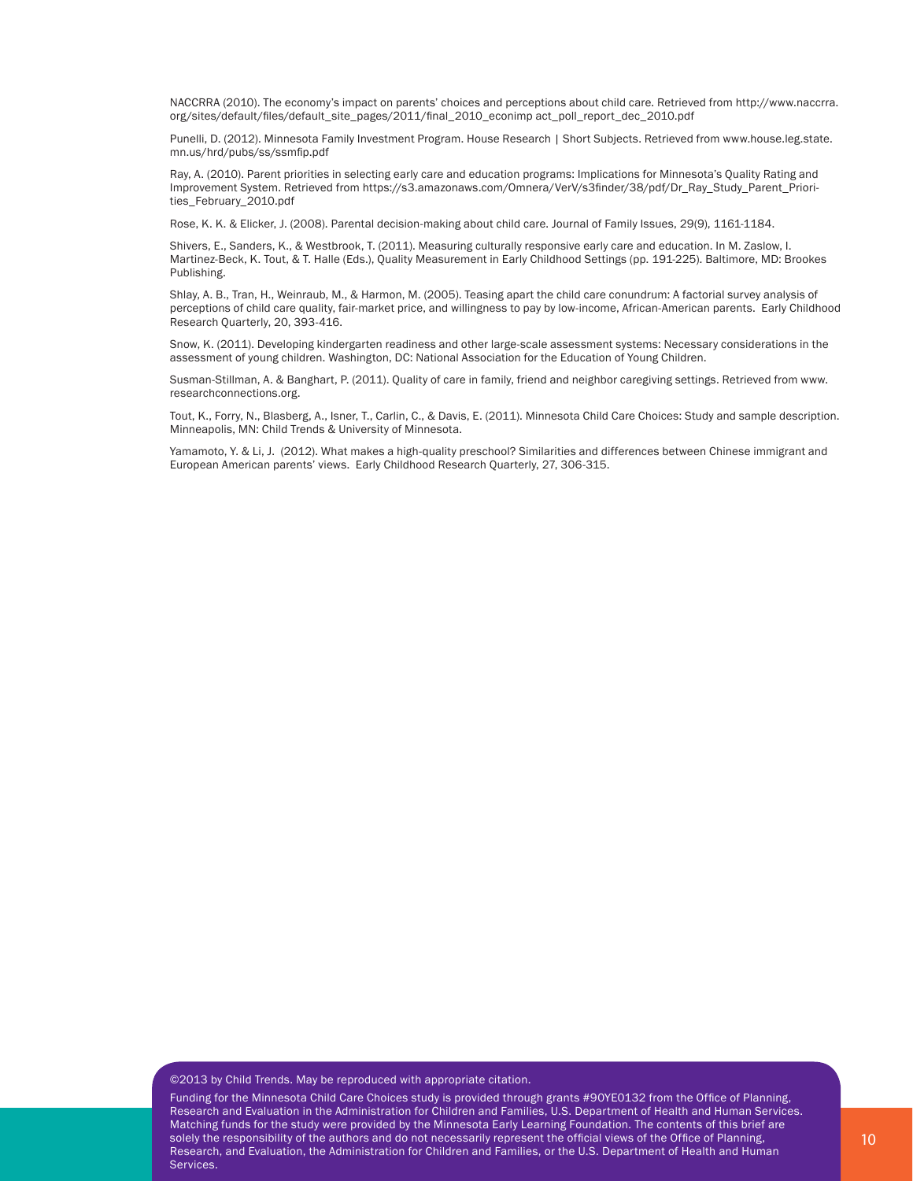NACCRRA (2010). The economy's impact on parents' choices and perceptions about child care. Retrieved from http://www.naccrra.org/sites/default/files/default_site_pages/2011/final_2010_econimp act_poll_report_dec_2010.pdf

Punelli, D. (2012). Minnesota Family Investment Program. House Research | Short Subjects. Retrieved from www.house.leg.state.mn.us/hrd/pubs/ss/ssmfip.pdf

Ray, A. (2010). Parent priorities in selecting early care and education programs: Implications for Minnesota's Quality Rating and Improvement System. Retrieved from https://s3.amazonaws.com/Omnera/VerV/s3finder/38/pdf/Dr_Ray_Study_Parent_Priorities_February_2010.pdf

Rose, K. K. & Elicker, J. (2008). Parental decision-making about child care. Journal of Family Issues, 29(9), 1161-1184.

Shivers, E., Sanders, K., & Westbrook, T. (2011). Measuring culturally responsive early care and education. In M. Zaslow, I. Martinez-Beck, K. Tout, & T. Halle (Eds.), Quality Measurement in Early Childhood Settings (pp. 191-225). Baltimore, MD: Brookes Publishing.

Shlay, A. B., Tran, H., Weinraub, M., & Harmon, M. (2005). Teasing apart the child care conundrum: A factorial survey analysis of perceptions of child care quality, fair-market price, and willingness to pay by low-income, African-American parents. Early Childhood Research Quarterly, 20, 393-416.

Snow, K. (2011). Developing kindergarten readiness and other large-scale assessment systems: Necessary considerations in the assessment of young children. Washington, DC: National Association for the Education of Young Children.

Susman-Stillman, A. & Banghart, P. (2011). Quality of care in family, friend and neighbor caregiving settings. Retrieved from www.researchconnections.org.

Tout, K., Forry, N., Blasberg, A., Isner, T., Carlin, C., & Davis, E. (2011). Minnesota Child Care Choices: Study and sample description. Minneapolis, MN: Child Trends & University of Minnesota.

Yamamoto, Y. & Li, J. (2012). What makes a high-quality preschool? Similarities and differences between Chinese immigrant and European American parents' views. Early Childhood Research Quarterly, 27, 306-315.

©2013 by Child Trends. May be reproduced with appropriate citation.

Funding for the Minnesota Child Care Choices study is provided through grants #90YE0132 from the Office of Planning, Research and Evaluation in the Administration for Children and Families, U.S. Department of Health and Human Services. Matching funds for the study were provided by the Minnesota Early Learning Foundation. The contents of this brief are solely the responsibility of the authors and do not necessarily represent the official views of the Office of Planning, Research, and Evaluation, the Administration for Children and Families, or the U.S. Department of Health and Human Services.